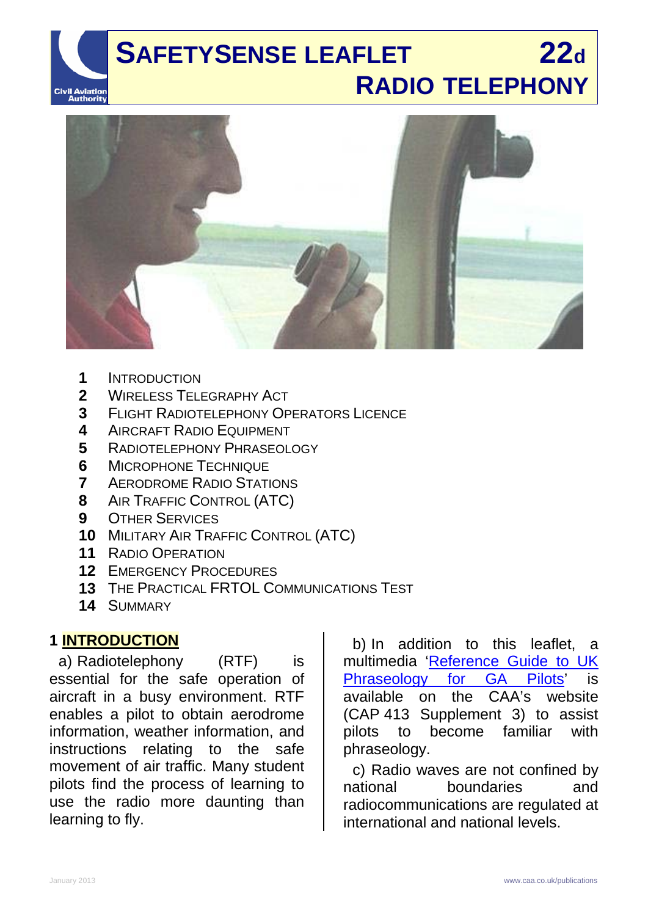# SAFETYSENSE LEAFLET 22d
# RADIO TELEPHONY

1. INTRODUCTION
2. WIRELESS TELEGRAPHY ACT
3. FLIGHT RADIOTELEPHONY OPERATORS LICENCE
4. AIRCRAFT RADIO EQUIPMENT
5. RADIOTELEPHONY PHRASEOLOGY
6. MICROPHONE TECHNIQUE
7. AERODROME RADIO STATIONS
8. AIR TRAFFIC CONTROL (ATC)
9. OTHER SERVICES
10. MILITARY AIR TRAFFIC CONTROL (ATC)
11. RADIO OPERATION
12. EMERGENCY PROCEDURES
13. THE PRACTICAL FRTOL COMMUNICATIONS TEST
14. SUMMARY

## 1 INTRODUCTION

a) Radiotelephony (RTF) is essential for the safe operation of aircraft in a busy environment. RTF enables a pilot to obtain aerodrome information, weather information, and instructions relating to the safe movement of air traffic. Many student pilots find the process of learning to use the radio more daunting than learning to fly.

b) In addition to this leaflet, a multimedia 'Reference Guide to UK Phraseology for GA Pilots' is available on the CAA's website (CAP 413 Supplement 3) to assist pilots to become familiar with phraseology.

c) Radio waves are not confined by national boundaries and radiocommunications are regulated at international and national levels.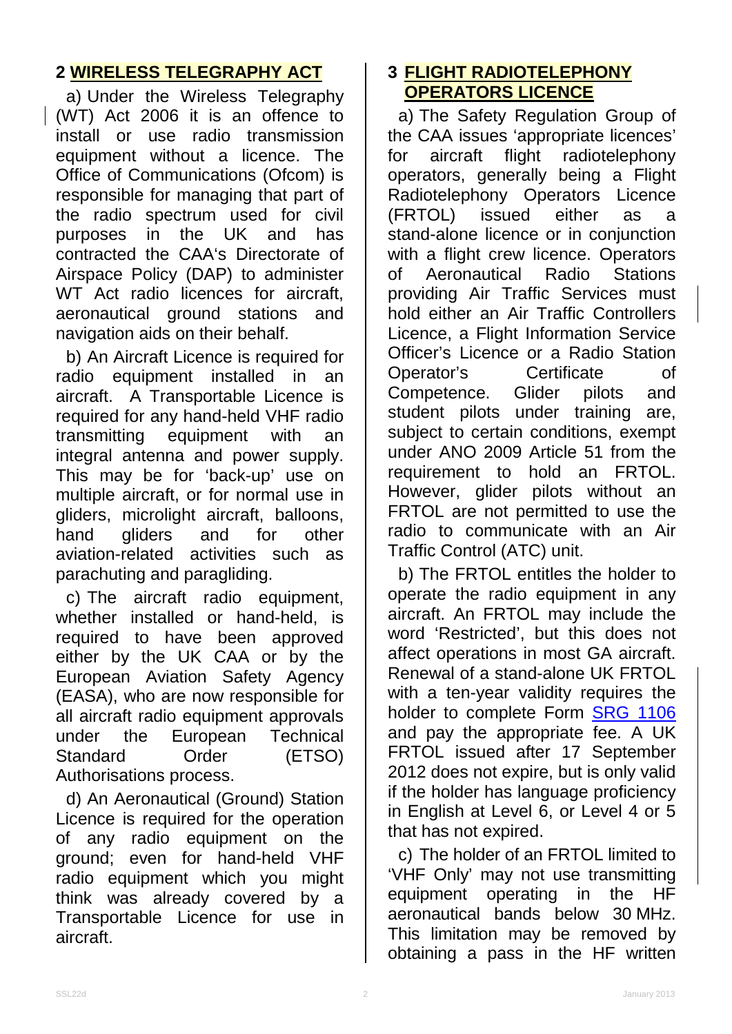## 2 WIRELESS TELEGRAPHY ACT

a) Under the Wireless Telegraphy (WT) Act 2006 it is an offence to install or use radio transmission equipment without a licence. The Office of Communications (Ofcom) is responsible for managing that part of the radio spectrum used for civil purposes in the UK and has contracted the CAA's Directorate of Airspace Policy (DAP) to administer WT Act radio licences for aircraft, aeronautical ground stations and navigation aids on their behalf.

b) An Aircraft Licence is required for radio equipment installed in an aircraft. A Transportable Licence is required for any hand-held VHF radio transmitting equipment with an integral antenna and power supply. This may be for 'back-up' use on multiple aircraft, or for normal use in gliders, microlight aircraft, balloons, hand gliders and for other aviation-related activities such as parachuting and paragliding.

c) The aircraft radio equipment, whether installed or hand-held, is required to have been approved either by the UK CAA or by the European Aviation Safety Agency (EASA), who are now responsible for all aircraft radio equipment approvals under the European Technical Standard Order (ETSO) Authorisations process.

d) An Aeronautical (Ground) Station Licence is required for the operation of any radio equipment on the ground; even for hand-held VHF radio equipment which you might think was already covered by a Transportable Licence for use in aircraft.

## 3 FLIGHT RADIOTELEPHONY OPERATORS LICENCE

a) The Safety Regulation Group of the CAA issues 'appropriate licences' for aircraft flight radiotelephony operators, generally being a Flight Radiotelephony Operators Licence (FRTOL) issued either as a stand-alone licence or in conjunction with a flight crew licence. Operators of Aeronautical Radio Stations providing Air Traffic Services must hold either an Air Traffic Controllers Licence, a Flight Information Service Officer's Licence or a Radio Station Operator's Certificate of Competence. Glider pilots and student pilots under training are, subject to certain conditions, exempt under ANO 2009 Article 51 from the requirement to hold an FRTOL. However, glider pilots without an FRTOL are not permitted to use the radio to communicate with an Air Traffic Control (ATC) unit.

b) The FRTOL entitles the holder to operate the radio equipment in any aircraft. An FRTOL may include the word 'Restricted', but this does not affect operations in most GA aircraft. Renewal of a stand-alone UK FRTOL with a ten-year validity requires the holder to complete Form SRG 1106 and pay the appropriate fee. A UK FRTOL issued after 17 September 2012 does not expire, but is only valid if the holder has language proficiency in English at Level 6, or Level 4 or 5 that has not expired.

c) The holder of an FRTOL limited to 'VHF Only' may not use transmitting equipment operating in the HF aeronautical bands below 30 MHz. This limitation may be removed by obtaining a pass in the HF written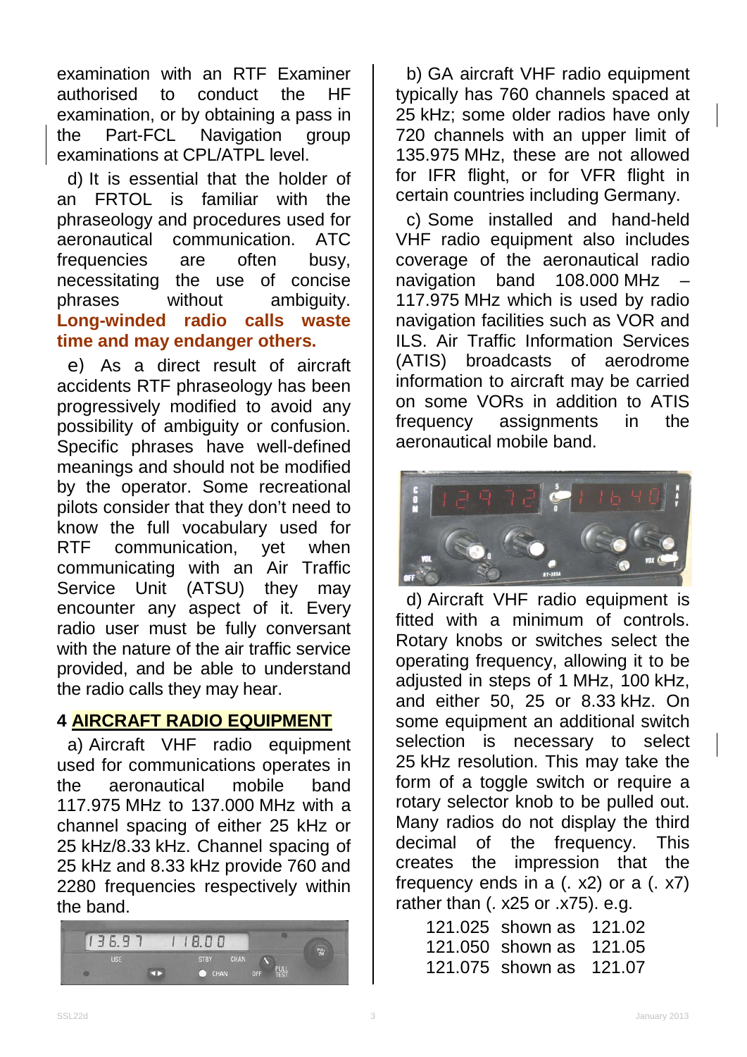examination with an RTF Examiner authorised to conduct the HF examination, or by obtaining a pass in the Part-FCL Navigation group examinations at CPL/ATPL level.

d) It is essential that the holder of an FRTOL is familiar with the phraseology and procedures used for aeronautical communication. ATC frequencies are often busy, necessitating the use of concise phrases without ambiguity. **Long-winded radio calls waste time and may endanger others.**

e) As a direct result of aircraft accidents RTF phraseology has been progressively modified to avoid any possibility of ambiguity or confusion. Specific phrases have well-defined meanings and should not be modified by the operator. Some recreational pilots consider that they don't need to know the full vocabulary used for RTF communication, yet when communicating with an Air Traffic Service Unit (ATSU) they may encounter any aspect of it. Every radio user must be fully conversant with the nature of the air traffic service provided, and be able to understand the radio calls they may hear.

## 4 AIRCRAFT RADIO EQUIPMENT

a) Aircraft VHF radio equipment used for communications operates in the aeronautical mobile band 117.975 MHz to 137.000 MHz with a channel spacing of either 25 kHz or 25 kHz/8.33 kHz. Channel spacing of 25 kHz and 8.33 kHz provide 760 and 2280 frequencies respectively within the band.

b) GA aircraft VHF radio equipment typically has 760 channels spaced at 25 kHz; some older radios have only 720 channels with an upper limit of 135.975 MHz, these are not allowed for IFR flight, or for VFR flight in certain countries including Germany.

c) Some installed and hand-held VHF radio equipment also includes coverage of the aeronautical radio navigation band 108.000 MHz – 117.975 MHz which is used by radio navigation facilities such as VOR and ILS. Air Traffic Information Services (ATIS) broadcasts of aerodrome information to aircraft may be carried on some VORs in addition to ATIS frequency assignments in the aeronautical mobile band.

d) Aircraft VHF radio equipment is fitted with a minimum of controls. Rotary knobs or switches select the operating frequency, allowing it to be adjusted in steps of 1 MHz, 100 kHz, and either 50, 25 or 8.33 kHz. On some equipment an additional switch selection is necessary to select 25 kHz resolution. This may take the form of a toggle switch or require a rotary selector knob to be pulled out. Many radios do not display the third decimal of the frequency. This creates the impression that the frequency ends in a (. x2) or a (. x7) rather than (. x25 or .x75). e.g.

121.025 shown as 121.02
121.050 shown as 121.05
121.075 shown as 121.07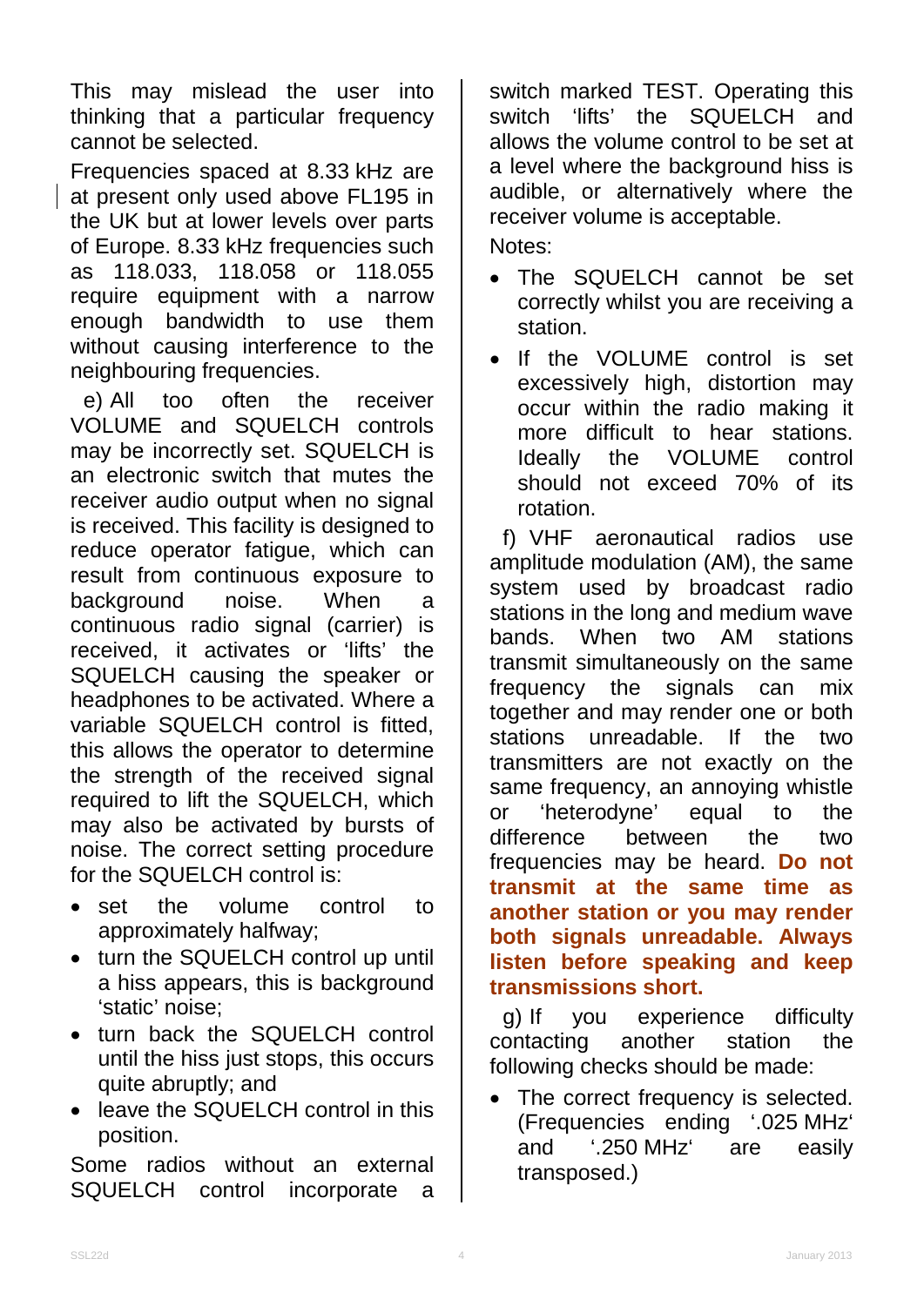This may mislead the user into thinking that a particular frequency cannot be selected.

Frequencies spaced at 8.33 kHz are at present only used above FL195 in the UK but at lower levels over parts of Europe. 8.33 kHz frequencies such as 118.033, 118.058 or 118.055 require equipment with a narrow enough bandwidth to use them without causing interference to the neighbouring frequencies.

e) All too often the receiver VOLUME and SQUELCH controls may be incorrectly set. SQUELCH is an electronic switch that mutes the receiver audio output when no signal is received. This facility is designed to reduce operator fatigue, which can result from continuous exposure to background noise. When a continuous radio signal (carrier) is received, it activates or 'lifts' the SQUELCH causing the speaker or headphones to be activated. Where a variable SQUELCH control is fitted, this allows the operator to determine the strength of the received signal required to lift the SQUELCH, which may also be activated by bursts of noise. The correct setting procedure for the SQUELCH control is:

- set the volume control to approximately halfway;
- turn the SQUELCH control up until a hiss appears, this is background 'static' noise;
- turn back the SQUELCH control until the hiss just stops, this occurs quite abruptly; and
- leave the SQUELCH control in this position.

Some radios without an external SQUELCH control incorporate a switch marked TEST. Operating this switch 'lifts' the SQUELCH and allows the volume control to be set at a level where the background hiss is audible, or alternatively where the receiver volume is acceptable.

Notes:

- The SQUELCH cannot be set correctly whilst you are receiving a station.
- If the VOLUME control is set excessively high, distortion may occur within the radio making it more difficult to hear stations. Ideally the VOLUME control should not exceed 70% of its rotation.

f) VHF aeronautical radios use amplitude modulation (AM), the same system used by broadcast radio stations in the long and medium wave bands. When two AM stations transmit simultaneously on the same frequency the signals can mix together and may render one or both stations unreadable. If the two transmitters are not exactly on the same frequency, an annoying whistle or 'heterodyne' equal to the difference between the two frequencies may be heard. **Do not transmit at the same time as another station or you may render both signals unreadable. Always listen before speaking and keep transmissions short.**

g) If you experience difficulty contacting another station the following checks should be made:

- The correct frequency is selected. (Frequencies ending '.025 MHz' and '.250 MHz' are easily transposed.)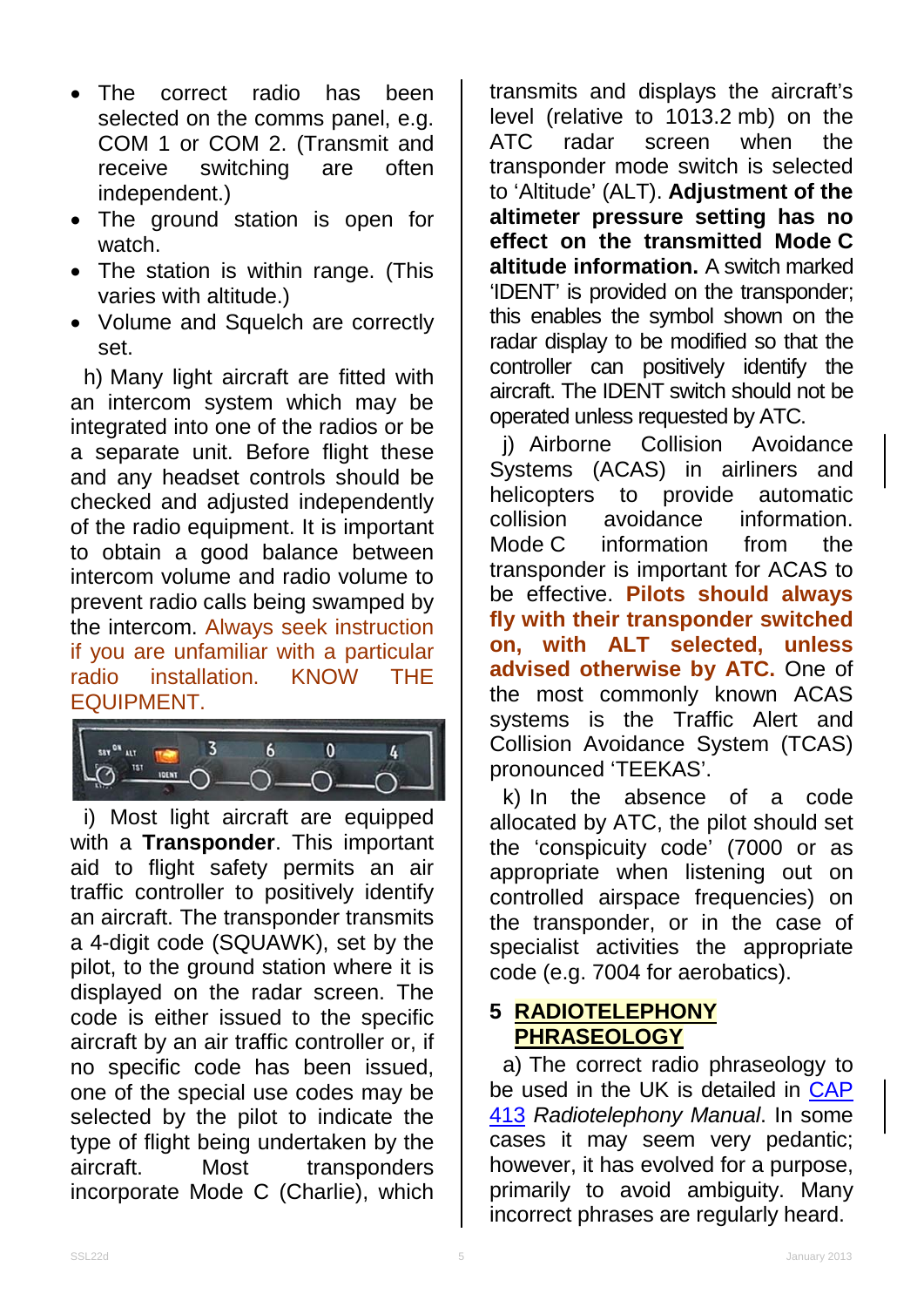- The correct radio has been selected on the comms panel, e.g. COM 1 or COM 2. (Transmit and receive switching are often independent.)
- The ground station is open for watch.
- The station is within range. (This varies with altitude.)
- Volume and Squelch are correctly set.

h) Many light aircraft are fitted with an intercom system which may be integrated into one of the radios or be a separate unit. Before flight these and any headset controls should be checked and adjusted independently of the radio equipment. It is important to obtain a good balance between intercom volume and radio volume to prevent radio calls being swamped by the intercom. Always seek instruction if you are unfamiliar with a particular radio installation. KNOW THE EQUIPMENT.

i) Most light aircraft are equipped with a **Transponder**. This important aid to flight safety permits an air traffic controller to positively identify an aircraft. The transponder transmits a 4-digit code (SQUAWK), set by the pilot, to the ground station where it is displayed on the radar screen. The code is either issued to the specific aircraft by an air traffic controller or, if no specific code has been issued, one of the special use codes may be selected by the pilot to indicate the type of flight being undertaken by the aircraft. Most transponders incorporate Mode C (Charlie), which transmits and displays the aircraft's level (relative to 1013.2 mb) on the ATC radar screen when the transponder mode switch is selected to 'Altitude' (ALT). **Adjustment of the altimeter pressure setting has no effect on the transmitted Mode C altitude information.** A switch marked 'IDENT' is provided on the transponder; this enables the symbol shown on the radar display to be modified so that the controller can positively identify the aircraft. The IDENT switch should not be operated unless requested by ATC.

j) Airborne Collision Avoidance Systems (ACAS) in airliners and helicopters to provide automatic collision avoidance information. Mode C information from the transponder is important for ACAS to be effective. **Pilots should always fly with their transponder switched on, with ALT selected, unless advised otherwise by ATC.** One of the most commonly known ACAS systems is the Traffic Alert and Collision Avoidance System (TCAS) pronounced 'TEEKAS'.

k) In the absence of a code allocated by ATC, the pilot should set the 'conspicuity code' (7000 or as appropriate when listening out on controlled airspace frequencies) on the transponder, or in the case of specialist activities the appropriate code (e.g. 7004 for aerobatics).

## 5 RADIOTELEPHONY PHRASEOLOGY

a) The correct radio phraseology to be used in the UK is detailed in CAP 413 *Radiotelephony Manual*. In some cases it may seem very pedantic; however, it has evolved for a purpose, primarily to avoid ambiguity. Many incorrect phrases are regularly heard.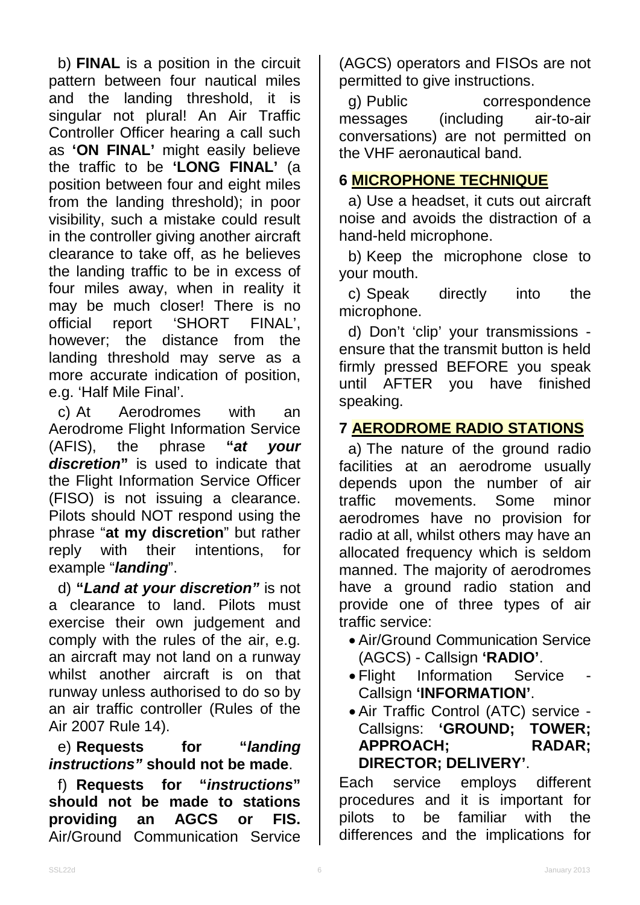b) **FINAL** is a position in the circuit pattern between four nautical miles and the landing threshold, it is singular not plural! An Air Traffic Controller Officer hearing a call such as **'ON FINAL'** might easily believe the traffic to be **'LONG FINAL'** (a position between four and eight miles from the landing threshold); in poor visibility, such a mistake could result in the controller giving another aircraft clearance to take off, as he believes the landing traffic to be in excess of four miles away, when in reality it may be much closer! There is no official report 'SHORT FINAL', however; the distance from the landing threshold may serve as a more accurate indication of position, e.g. 'Half Mile Final'.

c) At Aerodromes with an Aerodrome Flight Information Service (AFIS), the phrase **"*at your discretion*"** is used to indicate that the Flight Information Service Officer (FISO) is not issuing a clearance. Pilots should NOT respond using the phrase "**at my discretion**" but rather reply with their intentions, for example "***landing***".

d) **"*Land at your discretion"*** is not a clearance to land. Pilots must exercise their own judgement and comply with the rules of the air, e.g. an aircraft may not land on a runway whilst another aircraft is on that runway unless authorised to do so by an air traffic controller (Rules of the Air 2007 Rule 14).

e) **Requests for "*landing instructions"* should not be made**.

f) **Requests for "*instructions*" should not be made to stations providing an AGCS or FIS.** Air/Ground Communication Service (AGCS) operators and FISOs are not permitted to give instructions.

g) Public correspondence messages (including air-to-air conversations) are not permitted on the VHF aeronautical band.

## 6 MICROPHONE TECHNIQUE

a) Use a headset, it cuts out aircraft noise and avoids the distraction of a hand-held microphone.

b) Keep the microphone close to your mouth.

c) Speak directly into the microphone.

d) Don't 'clip' your transmissions - ensure that the transmit button is held firmly pressed BEFORE you speak until AFTER you have finished speaking.

## 7 AERODROME RADIO STATIONS

a) The nature of the ground radio facilities at an aerodrome usually depends upon the number of air traffic movements. Some minor aerodromes have no provision for radio at all, whilst others may have an allocated frequency which is seldom manned. The majority of aerodromes have a ground radio station and provide one of three types of air traffic service:

- Air/Ground Communication Service (AGCS) - Callsign **'RADIO'**.
- Flight Information Service - Callsign **'INFORMATION'**.
- Air Traffic Control (ATC) service - Callsigns: **'GROUND; TOWER; APPROACH; RADAR; DIRECTOR; DELIVERY'**.

Each service employs different procedures and it is important for pilots to be familiar with the differences and the implications for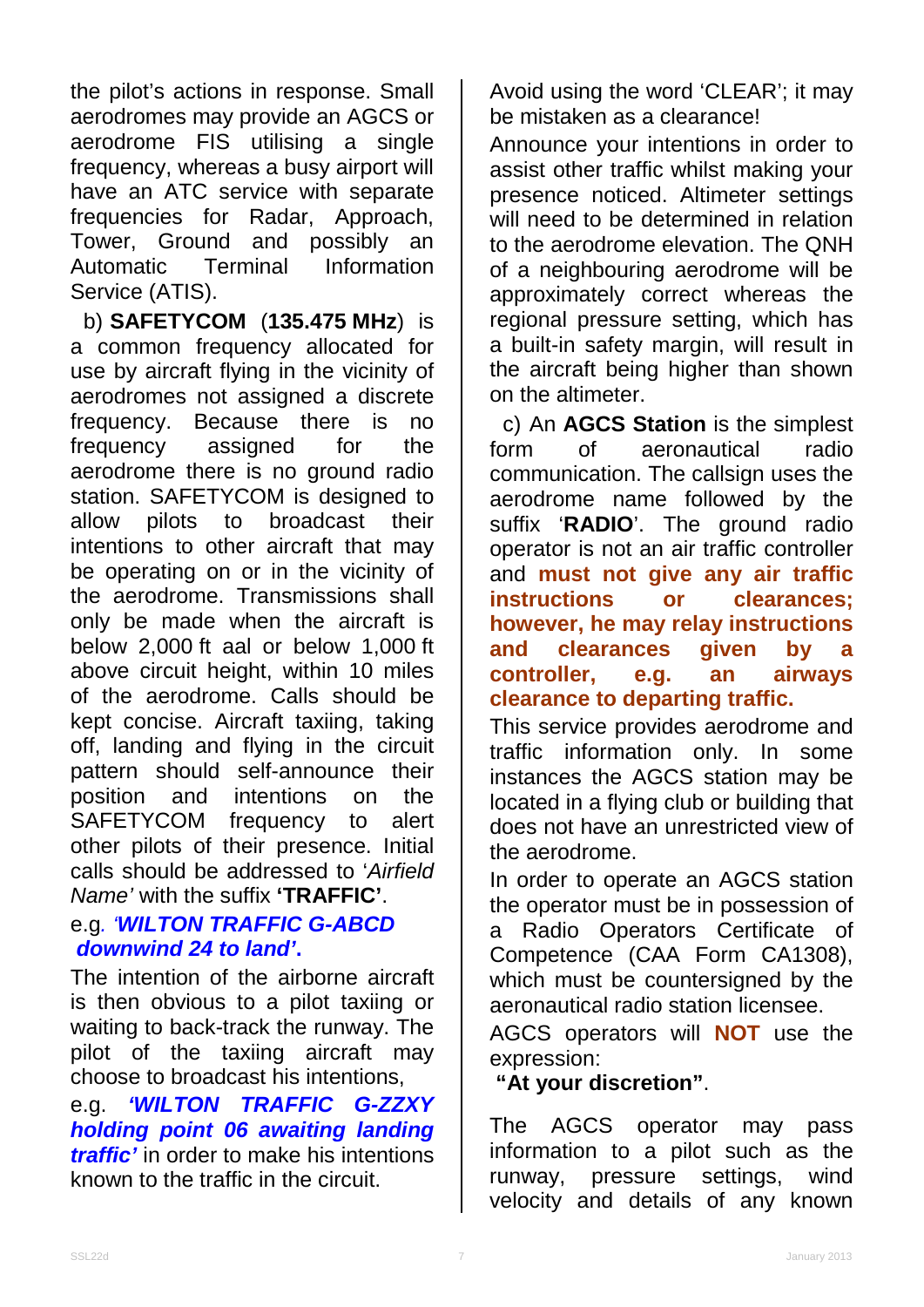the pilot's actions in response. Small aerodromes may provide an AGCS or aerodrome FIS utilising a single frequency, whereas a busy airport will have an ATC service with separate frequencies for Radar, Approach, Tower, Ground and possibly an Automatic Terminal Information Service (ATIS).

b) **SAFETYCOM** (**135.475 MHz**) is a common frequency allocated for use by aircraft flying in the vicinity of aerodromes not assigned a discrete frequency. Because there is no frequency assigned for the aerodrome there is no ground radio station. SAFETYCOM is designed to allow pilots to broadcast their intentions to other aircraft that may be operating on or in the vicinity of the aerodrome. Transmissions shall only be made when the aircraft is below 2,000 ft aal or below 1,000 ft above circuit height, within 10 miles of the aerodrome. Calls should be kept concise. Aircraft taxiing, taking off, landing and flying in the circuit pattern should self-announce their position and intentions on the SAFETYCOM frequency to alert other pilots of their presence. Initial calls should be addressed to '*Airfield Name'* with the suffix **'TRAFFIC'**.

e.g. ***'WILTON TRAFFIC G-ABCD downwind 24 to land'*.**

The intention of the airborne aircraft is then obvious to a pilot taxiing or waiting to back-track the runway. The pilot of the taxiing aircraft may choose to broadcast his intentions,

e.g. ***'WILTON TRAFFIC G-ZZXY holding point 06 awaiting landing traffic'*** in order to make his intentions known to the traffic in the circuit.

Avoid using the word 'CLEAR'; it may be mistaken as a clearance!

Announce your intentions in order to assist other traffic whilst making your presence noticed. Altimeter settings will need to be determined in relation to the aerodrome elevation. The QNH of a neighbouring aerodrome will be approximately correct whereas the regional pressure setting, which has a built-in safety margin, will result in the aircraft being higher than shown on the altimeter.

c) An **AGCS Station** is the simplest form of aeronautical radio communication. The callsign uses the aerodrome name followed by the suffix '**RADIO**'. The ground radio operator is not an air traffic controller and **must not give any air traffic instructions or clearances; however, he may relay instructions and clearances given by a controller, e.g. an airways clearance to departing traffic.**

This service provides aerodrome and traffic information only. In some instances the AGCS station may be located in a flying club or building that does not have an unrestricted view of the aerodrome.

In order to operate an AGCS station the operator must be in possession of a Radio Operators Certificate of Competence (CAA Form CA1308), which must be countersigned by the aeronautical radio station licensee.

AGCS operators will **NOT** use the expression:

**"At your discretion"**.

The AGCS operator may pass information to a pilot such as the runway, pressure settings, wind velocity and details of any known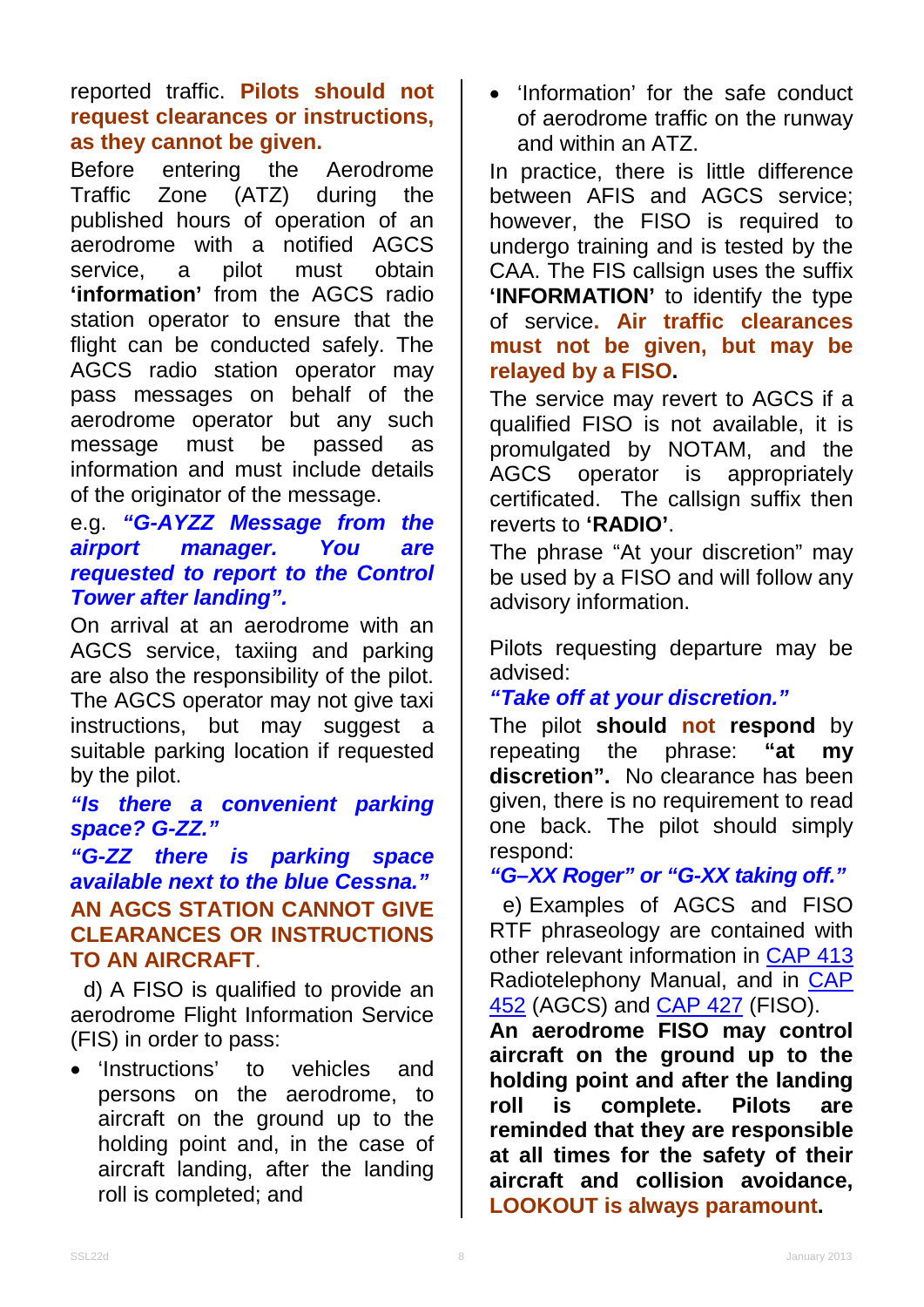reported traffic. **Pilots should not request clearances or instructions, as they cannot be given.**

Before entering the Aerodrome Traffic Zone (ATZ) during the published hours of operation of an aerodrome with a notified AGCS service, a pilot must obtain **'information'** from the AGCS radio station operator to ensure that the flight can be conducted safely. The AGCS radio station operator may pass messages on behalf of the aerodrome operator but any such message must be passed as information and must include details of the originator of the message.

e.g. ***"G-AYZZ Message from the airport manager. You are requested to report to the Control Tower after landing".***

On arrival at an aerodrome with an AGCS service, taxiing and parking are also the responsibility of the pilot. The AGCS operator may not give taxi instructions, but may suggest a suitable parking location if requested by the pilot.

***"Is there a convenient parking space? G-ZZ."***

***"G-ZZ there is parking space available next to the blue Cessna."***

**AN AGCS STATION CANNOT GIVE CLEARANCES OR INSTRUCTIONS TO AN AIRCRAFT**.

d) A FISO is qualified to provide an aerodrome Flight Information Service (FIS) in order to pass:

- 'Instructions' to vehicles and persons on the aerodrome, to aircraft on the ground up to the holding point and, in the case of aircraft landing, after the landing roll is completed; and
- 'Information' for the safe conduct of aerodrome traffic on the runway and within an ATZ.

In practice, there is little difference between AFIS and AGCS service; however, the FISO is required to undergo training and is tested by the CAA. The FIS callsign uses the suffix **'INFORMATION'** to identify the type of service**. Air traffic clearances must not be given, but may be relayed by a FISO.**

The service may revert to AGCS if a qualified FISO is not available, it is promulgated by NOTAM, and the AGCS operator is appropriately certificated. The callsign suffix then reverts to **'RADIO'**.

The phrase "At your discretion" may be used by a FISO and will follow any advisory information.

Pilots requesting departure may be advised:

***"Take off at your discretion."***

The pilot **should not respond** by repeating the phrase: **"at my discretion".** No clearance has been given, there is no requirement to read one back. The pilot should simply respond:

***"G–XX Roger" or "G-XX taking off."***

e) Examples of AGCS and FISO RTF phraseology are contained with other relevant information in CAP 413 Radiotelephony Manual, and in CAP 452 (AGCS) and CAP 427 (FISO).

**An aerodrome FISO may control aircraft on the ground up to the holding point and after the landing roll is complete. Pilots are reminded that they are responsible at all times for the safety of their aircraft and collision avoidance, LOOKOUT is always paramount.**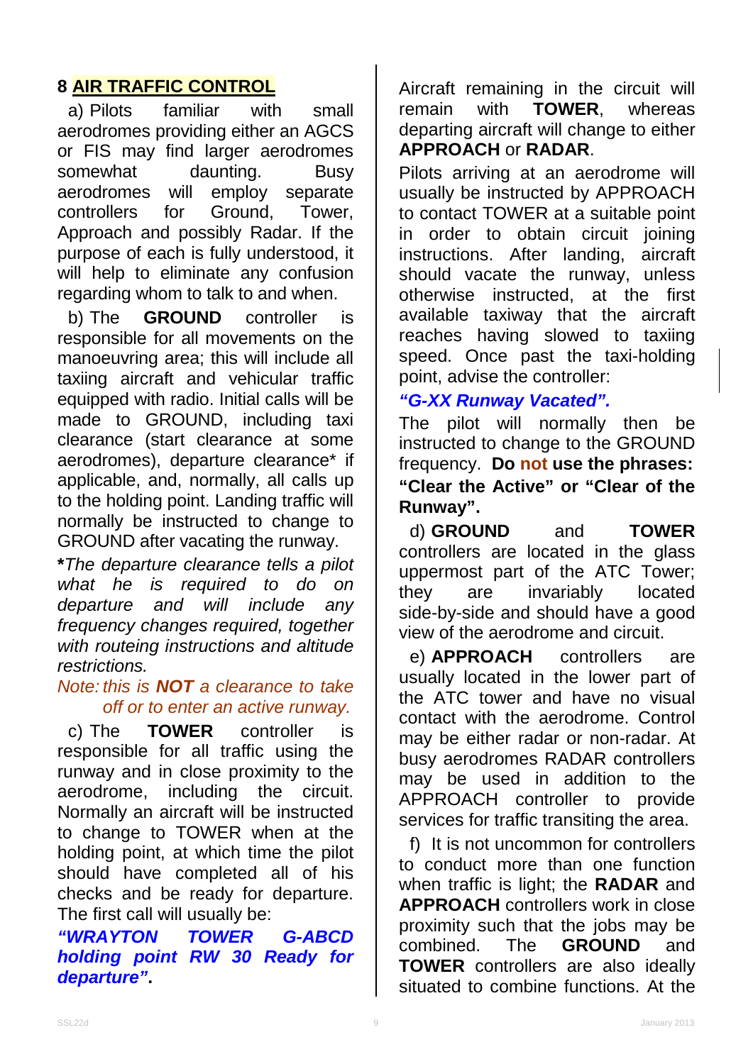## 8 AIR TRAFFIC CONTROL

a) Pilots familiar with small aerodromes providing either an AGCS or FIS may find larger aerodromes somewhat daunting. Busy aerodromes will employ separate controllers for Ground, Tower, Approach and possibly Radar. If the purpose of each is fully understood, it will help to eliminate any confusion regarding whom to talk to and when.

b) The **GROUND** controller is responsible for all movements on the manoeuvring area; this will include all taxiing aircraft and vehicular traffic equipped with radio. Initial calls will be made to GROUND, including taxi clearance (start clearance at some aerodromes), departure clearance* if applicable, and, normally, all calls up to the holding point. Landing traffic will normally be instructed to change to GROUND after vacating the runway.

***The departure clearance tells a pilot what he is required to do on departure and will include any frequency changes required, together with routeing instructions and altitude restrictions.***

*Note: this is **NOT** a clearance to take off or to enter an active runway.*

c) The **TOWER** controller is responsible for all traffic using the runway and in close proximity to the aerodrome, including the circuit. Normally an aircraft will be instructed to change to TOWER when at the holding point, at which time the pilot should have completed all of his checks and be ready for departure. The first call will usually be:

***"WRAYTON TOWER G-ABCD holding point RW 30 Ready for departure".***

Aircraft remaining in the circuit will remain with **TOWER**, whereas departing aircraft will change to either **APPROACH** or **RADAR**.

Pilots arriving at an aerodrome will usually be instructed by APPROACH to contact TOWER at a suitable point in order to obtain circuit joining instructions. After landing, aircraft should vacate the runway, unless otherwise instructed, at the first available taxiway that the aircraft reaches having slowed to taxiing speed. Once past the taxi-holding point, advise the controller:

***"G-XX Runway Vacated".***

The pilot will normally then be instructed to change to the GROUND frequency. **Do not use the phrases: "Clear the Active" or "Clear of the Runway".**

d) **GROUND** and **TOWER** controllers are located in the glass uppermost part of the ATC Tower; they are invariably located side-by-side and should have a good view of the aerodrome and circuit.

e) **APPROACH** controllers are usually located in the lower part of the ATC tower and have no visual contact with the aerodrome. Control may be either radar or non-radar. At busy aerodromes RADAR controllers may be used in addition to the APPROACH controller to provide services for traffic transiting the area.

f) It is not uncommon for controllers to conduct more than one function when traffic is light; the **RADAR** and **APPROACH** controllers work in close proximity such that the jobs may be combined. The **GROUND** and **TOWER** controllers are also ideally situated to combine functions. At the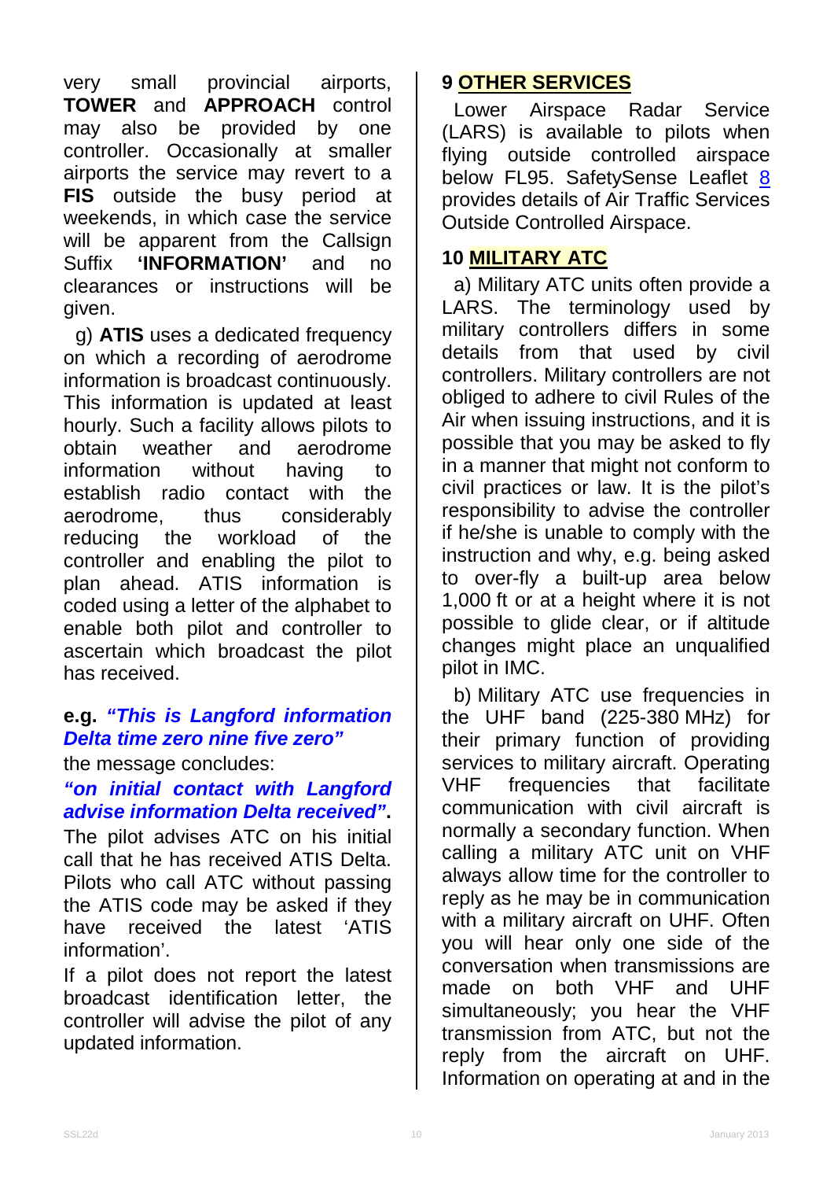very small provincial airports, **TOWER** and **APPROACH** control may also be provided by one controller. Occasionally at smaller airports the service may revert to a **FIS** outside the busy period at weekends, in which case the service will be apparent from the Callsign Suffix **'INFORMATION'** and no clearances or instructions will be given.

g) **ATIS** uses a dedicated frequency on which a recording of aerodrome information is broadcast continuously. This information is updated at least hourly. Such a facility allows pilots to obtain weather and aerodrome information without having to establish radio contact with the aerodrome, thus considerably reducing the workload of the controller and enabling the pilot to plan ahead. ATIS information is coded using a letter of the alphabet to enable both pilot and controller to ascertain which broadcast the pilot has received.

**e.g.** ***"This is Langford information Delta time zero nine five zero"***

the message concludes:

***"on initial contact with Langford advise information Delta received"*.**

The pilot advises ATC on his initial call that he has received ATIS Delta. Pilots who call ATC without passing the ATIS code may be asked if they have received the latest 'ATIS information'.

If a pilot does not report the latest broadcast identification letter, the controller will advise the pilot of any updated information.

## 9 OTHER SERVICES

Lower Airspace Radar Service (LARS) is available to pilots when flying outside controlled airspace below FL95. SafetySense Leaflet 8 provides details of Air Traffic Services Outside Controlled Airspace.

## 10 MILITARY ATC

a) Military ATC units often provide a LARS. The terminology used by military controllers differs in some details from that used by civil controllers. Military controllers are not obliged to adhere to civil Rules of the Air when issuing instructions, and it is possible that you may be asked to fly in a manner that might not conform to civil practices or law. It is the pilot's responsibility to advise the controller if he/she is unable to comply with the instruction and why, e.g. being asked to over-fly a built-up area below 1,000 ft or at a height where it is not possible to glide clear, or if altitude changes might place an unqualified pilot in IMC.

b) Military ATC use frequencies in the UHF band (225-380 MHz) for their primary function of providing services to military aircraft. Operating VHF frequencies that facilitate communication with civil aircraft is normally a secondary function. When calling a military ATC unit on VHF always allow time for the controller to reply as he may be in communication with a military aircraft on UHF. Often you will hear only one side of the conversation when transmissions are made on both VHF and UHF simultaneously; you hear the VHF transmission from ATC, but not the reply from the aircraft on UHF. Information on operating at and in the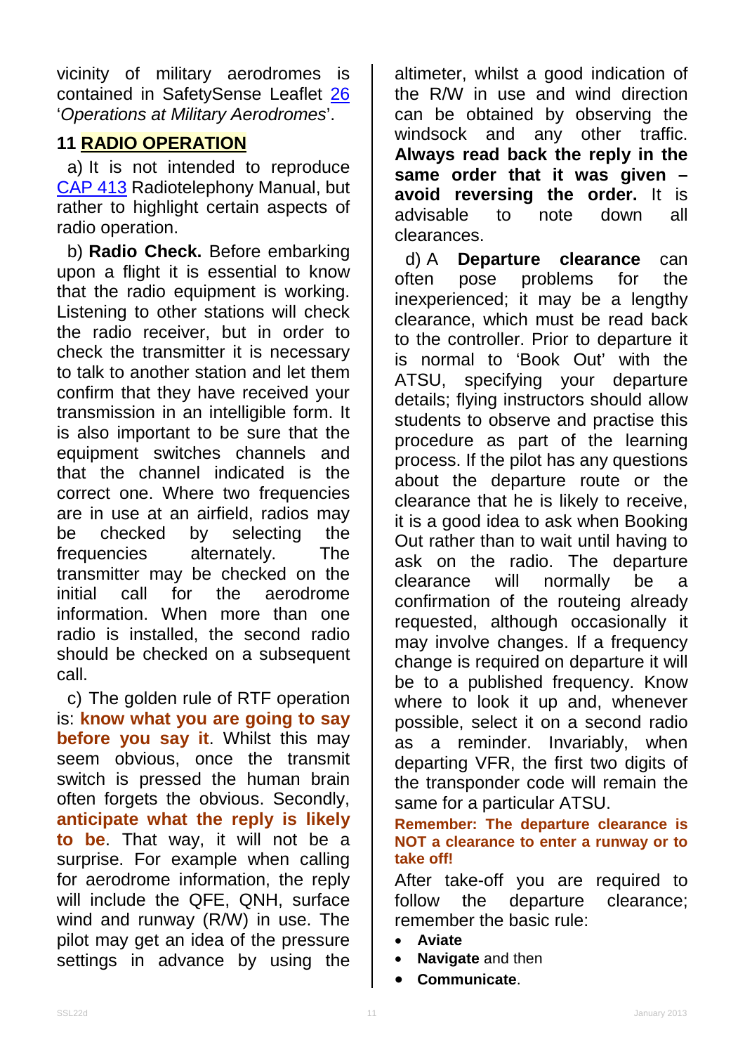vicinity of military aerodromes is contained in SafetySense Leaflet 26 '*Operations at Military Aerodromes*'.

## 11 RADIO OPERATION

a) It is not intended to reproduce CAP 413 Radiotelephony Manual, but rather to highlight certain aspects of radio operation.

b) **Radio Check.** Before embarking upon a flight it is essential to know that the radio equipment is working. Listening to other stations will check the radio receiver, but in order to check the transmitter it is necessary to talk to another station and let them confirm that they have received your transmission in an intelligible form. It is also important to be sure that the equipment switches channels and that the channel indicated is the correct one. Where two frequencies are in use at an airfield, radios may be checked by selecting the frequencies alternately. The transmitter may be checked on the initial call for the aerodrome information. When more than one radio is installed, the second radio should be checked on a subsequent call.

c) The golden rule of RTF operation is: **know what you are going to say before you say it**. Whilst this may seem obvious, once the transmit switch is pressed the human brain often forgets the obvious. Secondly, **anticipate what the reply is likely to be**. That way, it will not be a surprise. For example when calling for aerodrome information, the reply will include the QFE, QNH, surface wind and runway (R/W) in use. The pilot may get an idea of the pressure settings in advance by using the altimeter, whilst a good indication of the R/W in use and wind direction can be obtained by observing the windsock and any other traffic. **Always read back the reply in the same order that it was given – avoid reversing the order.** It is advisable to note down all clearances.

d) A **Departure clearance** can often pose problems for the inexperienced; it may be a lengthy clearance, which must be read back to the controller. Prior to departure it is normal to 'Book Out' with the ATSU, specifying your departure details; flying instructors should allow students to observe and practise this procedure as part of the learning process. If the pilot has any questions about the departure route or the clearance that he is likely to receive, it is a good idea to ask when Booking Out rather than to wait until having to ask on the radio. The departure clearance will normally be a confirmation of the routeing already requested, although occasionally it may involve changes. If a frequency change is required on departure it will be to a published frequency. Know where to look it up and, whenever possible, select it on a second radio as a reminder. Invariably, when departing VFR, the first two digits of the transponder code will remain the same for a particular ATSU.

**Remember: The departure clearance is NOT a clearance to enter a runway or to take off!**

After take-off you are required to follow the departure clearance; remember the basic rule:

- **Aviate**
- **Navigate** and then
- **Communicate**.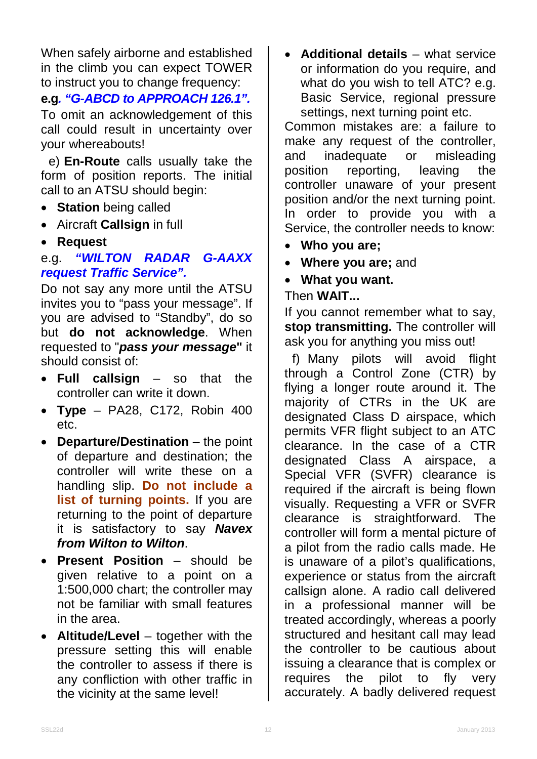When safely airborne and established in the climb you can expect TOWER to instruct you to change frequency:

**e.g***. "G-ABCD to APPROACH 126.1".*

To omit an acknowledgement of this call could result in uncertainty over your whereabouts!

e) **En-Route** calls usually take the form of position reports. The initial call to an ATSU should begin:

- **Station** being called
- Aircraft **Callsign** in full
- **Request**

e.g. ***"WILTON RADAR G-AAXX request Traffic Service".***

Do not say any more until the ATSU invites you to "pass your message". If you are advised to "Standby", do so but **do not acknowledge**. When requested to "***pass your message***" it should consist of:

- **Full callsign** – so that the controller can write it down.
- **Type** – PA28, C172, Robin 400 etc.
- **Departure/Destination** – the point of departure and destination; the controller will write these on a handling slip. **Do not include a list of turning points.** If you are returning to the point of departure it is satisfactory to say ***Navex from Wilton to Wilton***.
- **Present Position** – should be given relative to a point on a 1:500,000 chart; the controller may not be familiar with small features in the area.
- **Altitude/Level** – together with the pressure setting this will enable the controller to assess if there is any confliction with other traffic in the vicinity at the same level!
- **Additional details** – what service or information do you require, and what do you wish to tell ATC? e.g. Basic Service, regional pressure settings, next turning point etc.

Common mistakes are: a failure to make any request of the controller, and inadequate or misleading position reporting, leaving the controller unaware of your present position and/or the next turning point. In order to provide you with a Service, the controller needs to know:

- **Who you are;**
- **Where you are;** and
- **What you want.**

Then **WAIT...**

If you cannot remember what to say, **stop transmitting.** The controller will ask you for anything you miss out!

f) Many pilots will avoid flight through a Control Zone (CTR) by flying a longer route around it. The majority of CTRs in the UK are designated Class D airspace, which permits VFR flight subject to an ATC clearance. In the case of a CTR designated Class A airspace, a Special VFR (SVFR) clearance is required if the aircraft is being flown visually. Requesting a VFR or SVFR clearance is straightforward. The controller will form a mental picture of a pilot from the radio calls made. He is unaware of a pilot's qualifications, experience or status from the aircraft callsign alone. A radio call delivered in a professional manner will be treated accordingly, whereas a poorly structured and hesitant call may lead the controller to be cautious about issuing a clearance that is complex or requires the pilot to fly very accurately. A badly delivered request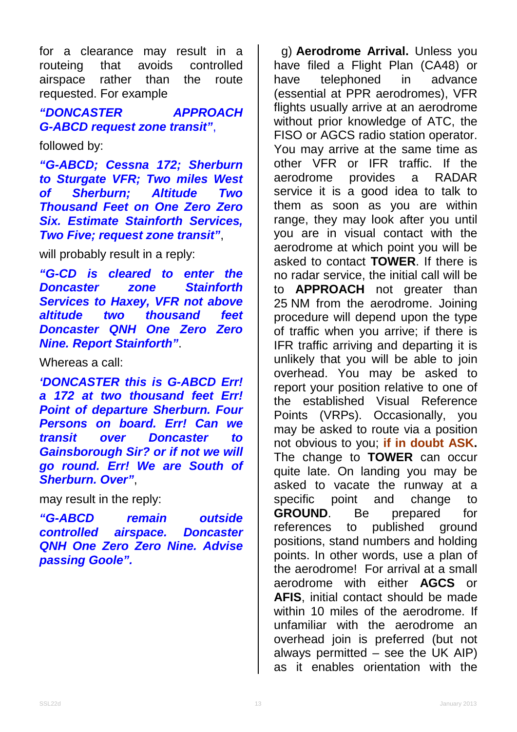for a clearance may result in a routeing that avoids controlled airspace rather than the route requested. For example

***"DONCASTER APPROACH G-ABCD request zone transit"***,

followed by:

***"G-ABCD; Cessna 172; Sherburn to Sturgate VFR; Two miles West of Sherburn; Altitude Two Thousand Feet on One Zero Zero Six. Estimate Stainforth Services, Two Five; request zone transit"***,

will probably result in a reply:

***"G-CD is cleared to enter the Doncaster zone Stainforth Services to Haxey, VFR not above altitude two thousand feet Doncaster QNH One Zero Zero Nine. Report Stainforth"***.

Whereas a call:

***'DONCASTER this is G-ABCD Err! a 172 at two thousand feet Err! Point of departure Sherburn. Four Persons on board. Err! Can we transit over Doncaster to Gainsborough Sir? or if not we will go round. Err! We are South of Sherburn. Over"***,

may result in the reply:

***"G-ABCD remain outside controlled airspace. Doncaster QNH One Zero Zero Nine. Advise passing Goole".***

g) **Aerodrome Arrival.** Unless you have filed a Flight Plan (CA48) or have telephoned in advance (essential at PPR aerodromes), VFR flights usually arrive at an aerodrome without prior knowledge of ATC, the FISO or AGCS radio station operator. You may arrive at the same time as other VFR or IFR traffic. If the aerodrome provides a RADAR service it is a good idea to talk to them as soon as you are within range, they may look after you until you are in visual contact with the aerodrome at which point you will be asked to contact **TOWER**. If there is no radar service, the initial call will be to **APPROACH** not greater than 25 NM from the aerodrome. Joining procedure will depend upon the type of traffic when you arrive; if there is IFR traffic arriving and departing it is unlikely that you will be able to join overhead. You may be asked to report your position relative to one of the established Visual Reference Points (VRPs). Occasionally, you may be asked to route via a position not obvious to you; **if in doubt ASK.** The change to **TOWER** can occur quite late. On landing you may be asked to vacate the runway at a specific point and change to **GROUND**. Be prepared for references to published ground positions, stand numbers and holding points. In other words, use a plan of the aerodrome! For arrival at a small aerodrome with either **AGCS** or **AFIS**, initial contact should be made within 10 miles of the aerodrome. If unfamiliar with the aerodrome an overhead join is preferred (but not always permitted – see the UK AIP) as it enables orientation with the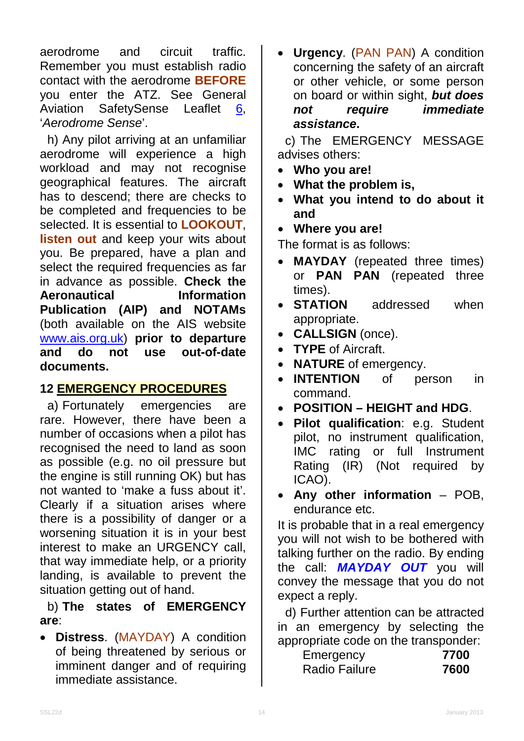aerodrome and circuit traffic. Remember you must establish radio contact with the aerodrome **BEFORE** you enter the ATZ. See General Aviation SafetySense Leaflet 6, '*Aerodrome Sense*'.

h) Any pilot arriving at an unfamiliar aerodrome will experience a high workload and may not recognise geographical features. The aircraft has to descend; there are checks to be completed and frequencies to be selected. It is essential to **LOOKOUT**, **listen out** and keep your wits about you. Be prepared, have a plan and select the required frequencies as far in advance as possible. **Check the Aeronautical Information Publication (AIP) and NOTAMs** (both available on the AIS website www.ais.org.uk) **prior to departure and do not use out-of-date documents.**

## 12 EMERGENCY PROCEDURES

a) Fortunately emergencies are rare. However, there have been a number of occasions when a pilot has recognised the need to land as soon as possible (e.g. no oil pressure but the engine is still running OK) but has not wanted to 'make a fuss about it'. Clearly if a situation arises where there is a possibility of danger or a worsening situation it is in your best interest to make an URGENCY call, that way immediate help, or a priority landing, is available to prevent the situation getting out of hand.

b) **The states of EMERGENCY are**:

- **Distress**. (MAYDAY) A condition of being threatened by serious or imminent danger and of requiring immediate assistance.
- **Urgency**. (PAN PAN) A condition concerning the safety of an aircraft or other vehicle, or some person on board or within sight, ***but does not require immediate assistance.***

c) The EMERGENCY MESSAGE advises others:

- **Who you are!**
- **What the problem is,**
- **What you intend to do about it and**
- **Where you are!**

The format is as follows:

- **MAYDAY** (repeated three times) or **PAN PAN** (repeated three times).
- **STATION** addressed when appropriate.
- **CALLSIGN** (once).
- **TYPE** of Aircraft.
- **NATURE** of emergency.
- **INTENTION** of person in command.
- **POSITION – HEIGHT and HDG**.
- **Pilot qualification**: e.g. Student pilot, no instrument qualification, IMC rating or full Instrument Rating (IR) (Not required by ICAO).
- **Any other information** – POB, endurance etc.

It is probable that in a real emergency you will not wish to be bothered with talking further on the radio. By ending the call: ***MAYDAY OUT*** you will convey the message that you do not expect a reply.

d) Further attention can be attracted in an emergency by selecting the appropriate code on the transponder:

| | |
|---|---|
| Emergency | **7700** |
| Radio Failure | **7600** |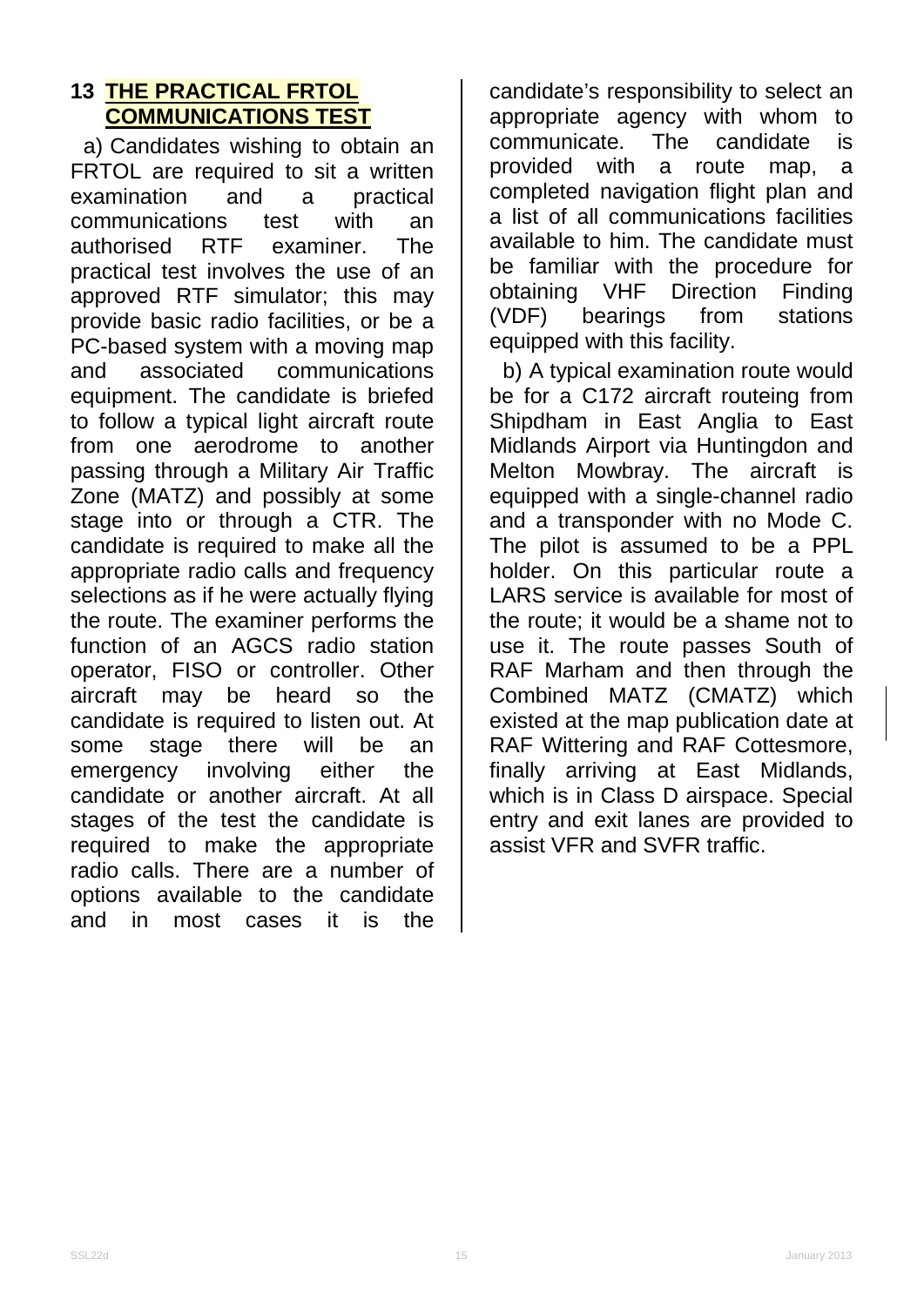## 13 THE PRACTICAL FRTOL COMMUNICATIONS TEST

a) Candidates wishing to obtain an FRTOL are required to sit a written examination and a practical communications test with an authorised RTF examiner. The practical test involves the use of an approved RTF simulator; this may provide basic radio facilities, or be a PC-based system with a moving map and associated communications equipment. The candidate is briefed to follow a typical light aircraft route from one aerodrome to another passing through a Military Air Traffic Zone (MATZ) and possibly at some stage into or through a CTR. The candidate is required to make all the appropriate radio calls and frequency selections as if he were actually flying the route. The examiner performs the function of an AGCS radio station operator, FISO or controller. Other aircraft may be heard so the candidate is required to listen out. At some stage there will be an emergency involving either the candidate or another aircraft. At all stages of the test the candidate is required to make the appropriate radio calls. There are a number of options available to the candidate and in most cases it is the candidate's responsibility to select an appropriate agency with whom to communicate. The candidate is provided with a route map, a completed navigation flight plan and a list of all communications facilities available to him. The candidate must be familiar with the procedure for obtaining VHF Direction Finding (VDF) bearings from stations equipped with this facility.

b) A typical examination route would be for a C172 aircraft routeing from Shipdham in East Anglia to East Midlands Airport via Huntingdon and Melton Mowbray. The aircraft is equipped with a single-channel radio and a transponder with no Mode C. The pilot is assumed to be a PPL holder. On this particular route a LARS service is available for most of the route; it would be a shame not to use it. The route passes South of RAF Marham and then through the Combined MATZ (CMATZ) which existed at the map publication date at RAF Wittering and RAF Cottesmore, finally arriving at East Midlands, which is in Class D airspace. Special entry and exit lanes are provided to assist VFR and SVFR traffic.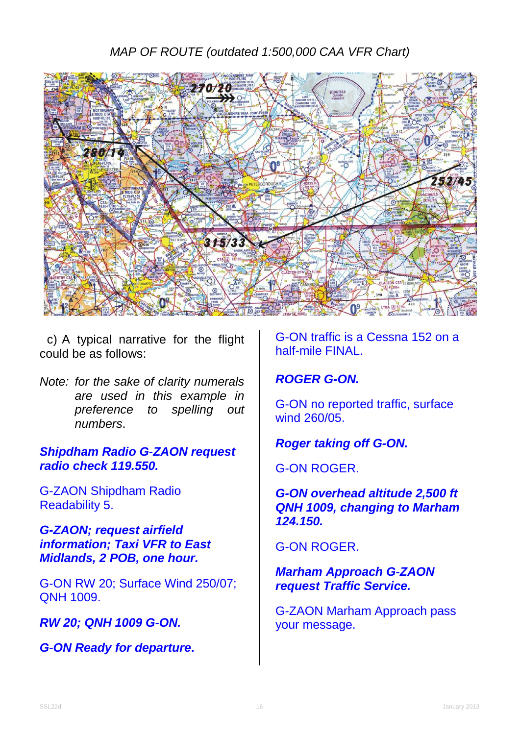*MAP OF ROUTE (outdated 1:500,000 CAA VFR Chart)*

c) A typical narrative for the flight could be as follows:

*Note: for the sake of clarity numerals are used in this example in preference to spelling out numbers.*

***Shipdham Radio G-ZAON request radio check 119.550.***

G-ZAON Shipdham Radio Readability 5.

***G-ZAON; request airfield information; Taxi VFR to East Midlands, 2 POB, one hour.***

G-ON RW 20; Surface Wind 250/07; QNH 1009.

***RW 20; QNH 1009 G-ON.***

***G-ON Ready for departure*.**

G-ON traffic is a Cessna 152 on a half-mile FINAL.

***ROGER G-ON.***

G-ON no reported traffic, surface wind 260/05.

***Roger taking off G-ON.***

G-ON ROGER.

***G-ON overhead altitude 2,500 ft QNH 1009, changing to Marham 124.150.***

G-ON ROGER.

***Marham Approach G-ZAON request Traffic Service.***

G-ZAON Marham Approach pass your message.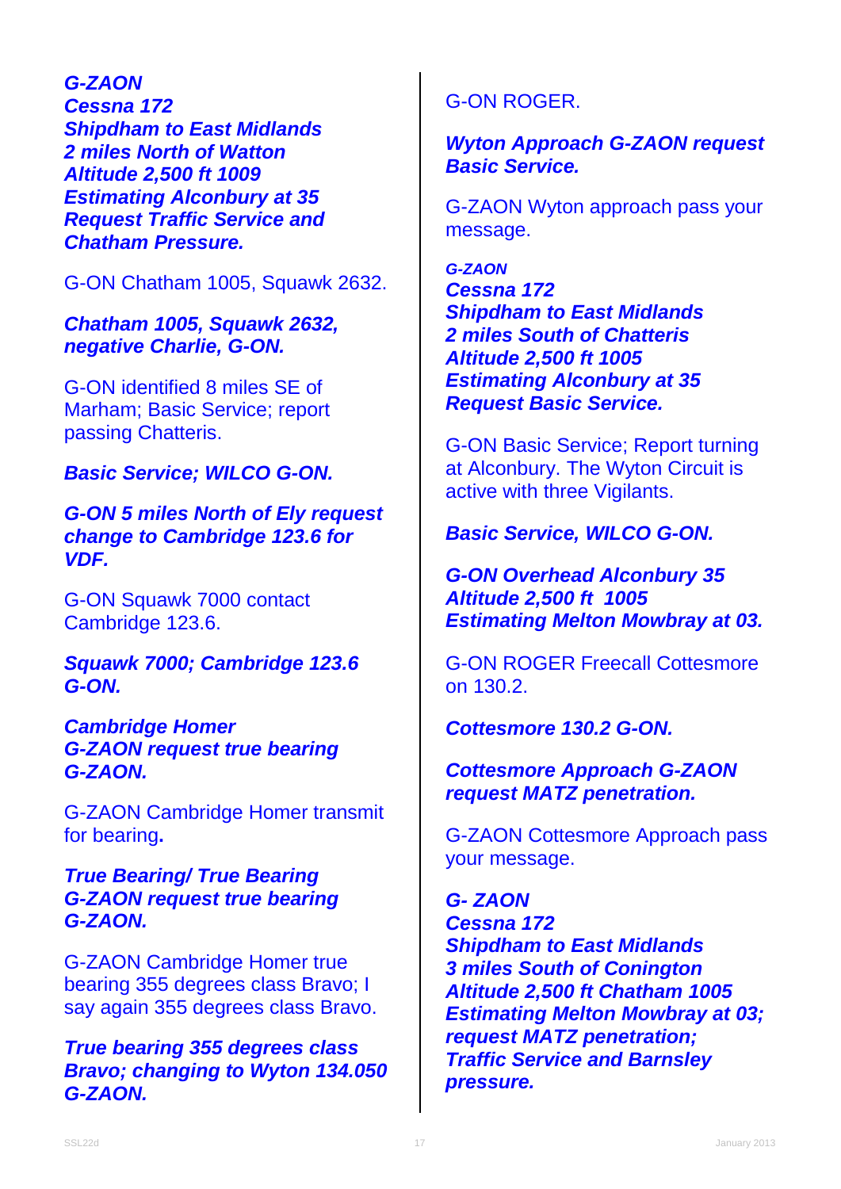***G-ZAON***
***Cessna 172***
***Shipdham to East Midlands***
***2 miles North of Watton***
***Altitude 2,500 ft 1009***
***Estimating Alconbury at 35***
***Request Traffic Service and Chatham Pressure.***

G-ON Chatham 1005, Squawk 2632.

***Chatham 1005, Squawk 2632, negative Charlie, G-ON.***

G-ON identified 8 miles SE of Marham; Basic Service; report passing Chatteris.

***Basic Service; WILCO G-ON.***

***G-ON 5 miles North of Ely request change to Cambridge 123.6 for VDF.***

G-ON Squawk 7000 contact Cambridge 123.6.

***Squawk 7000; Cambridge 123.6 G-ON.***

***Cambridge Homer***
***G-ZAON request true bearing G-ZAON.***

G-ZAON Cambridge Homer transmit for bearing**.**

***True Bearing/ True Bearing***
***G-ZAON request true bearing G-ZAON.***

G-ZAON Cambridge Homer true bearing 355 degrees class Bravo; I say again 355 degrees class Bravo.

***True bearing 355 degrees class Bravo; changing to Wyton 134.050 G-ZAON.***

G-ON ROGER.

***Wyton Approach G-ZAON request Basic Service.***

G-ZAON Wyton approach pass your message.

***G-ZAON***
***Cessna 172***
***Shipdham to East Midlands***
***2 miles South of Chatteris***
***Altitude 2,500 ft 1005***
***Estimating Alconbury at 35***
***Request Basic Service.***

G-ON Basic Service; Report turning at Alconbury. The Wyton Circuit is active with three Vigilants.

***Basic Service, WILCO G-ON.***

***G-ON Overhead Alconbury 35***
***Altitude 2,500 ft 1005***
***Estimating Melton Mowbray at 03.***

G-ON ROGER Freecall Cottesmore on 130.2.

***Cottesmore 130.2 G-ON.***

***Cottesmore Approach G-ZAON request MATZ penetration.***

G-ZAON Cottesmore Approach pass your message.

***G- ZAON***
***Cessna 172***
***Shipdham to East Midlands***
***3 miles South of Conington***
***Altitude 2,500 ft Chatham 1005***
***Estimating Melton Mowbray at 03; request MATZ penetration; Traffic Service and Barnsley pressure.***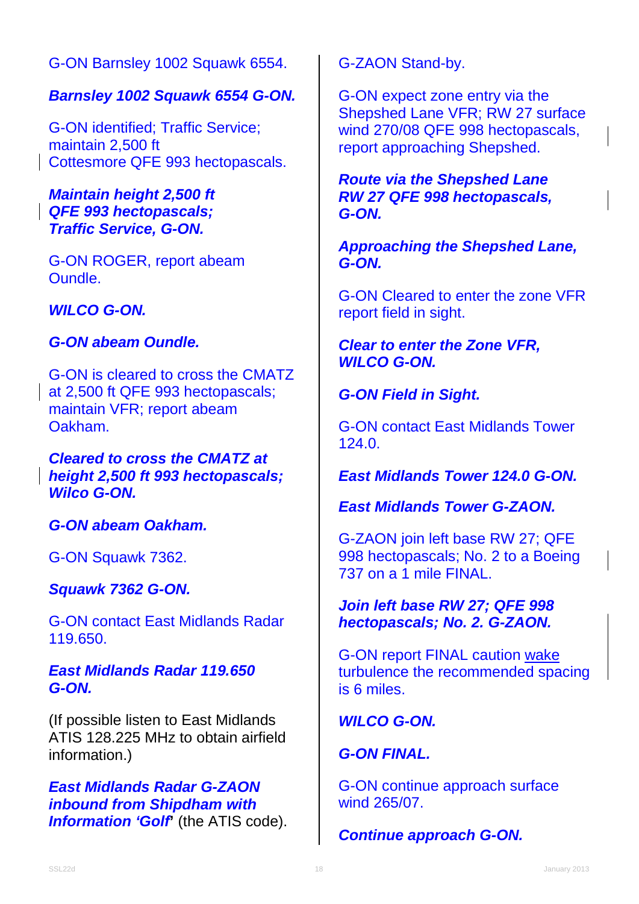G-ON Barnsley 1002 Squawk 6554.

***Barnsley 1002 Squawk 6554 G-ON.***

G-ON identified; Traffic Service; maintain 2,500 ft
Cottesmore QFE 993 hectopascals.

***Maintain height 2,500 ft***
***QFE 993 hectopascals;***
***Traffic Service, G-ON.***

G-ON ROGER, report abeam Oundle.

***WILCO G-ON.***

***G-ON abeam Oundle.***

G-ON is cleared to cross the CMATZ at 2,500 ft QFE 993 hectopascals; maintain VFR; report abeam Oakham.

***Cleared to cross the CMATZ at height 2,500 ft 993 hectopascals; Wilco G-ON.***

***G-ON abeam Oakham.***

G-ON Squawk 7362.

***Squawk 7362 G-ON.***

G-ON contact East Midlands Radar 119.650.

***East Midlands Radar 119.650 G-ON.***

(If possible listen to East Midlands ATIS 128.225 MHz to obtain airfield information.)

***East Midlands Radar G-ZAON inbound from Shipdham with Information 'Golf'*** (the ATIS code).

G-ZAON Stand-by.

G-ON expect zone entry via the Shepshed Lane VFR; RW 27 surface wind 270/08 QFE 998 hectopascals, report approaching Shepshed.

***Route via the Shepshed Lane RW 27 QFE 998 hectopascals, G-ON.***

***Approaching the Shepshed Lane, G-ON.***

G-ON Cleared to enter the zone VFR report field in sight.

***Clear to enter the Zone VFR, WILCO G-ON.***

***G-ON Field in Sight.***

G-ON contact East Midlands Tower 124.0.

***East Midlands Tower 124.0 G-ON.***

***East Midlands Tower G-ZAON.***

G-ZAON join left base RW 27; QFE 998 hectopascals; No. 2 to a Boeing 737 on a 1 mile FINAL.

***Join left base RW 27; QFE 998 hectopascals; No. 2. G-ZAON.***

G-ON report FINAL caution wake turbulence the recommended spacing is 6 miles.

***WILCO G-ON.***

***G-ON FINAL.***

G-ON continue approach surface wind 265/07.

***Continue approach G-ON.***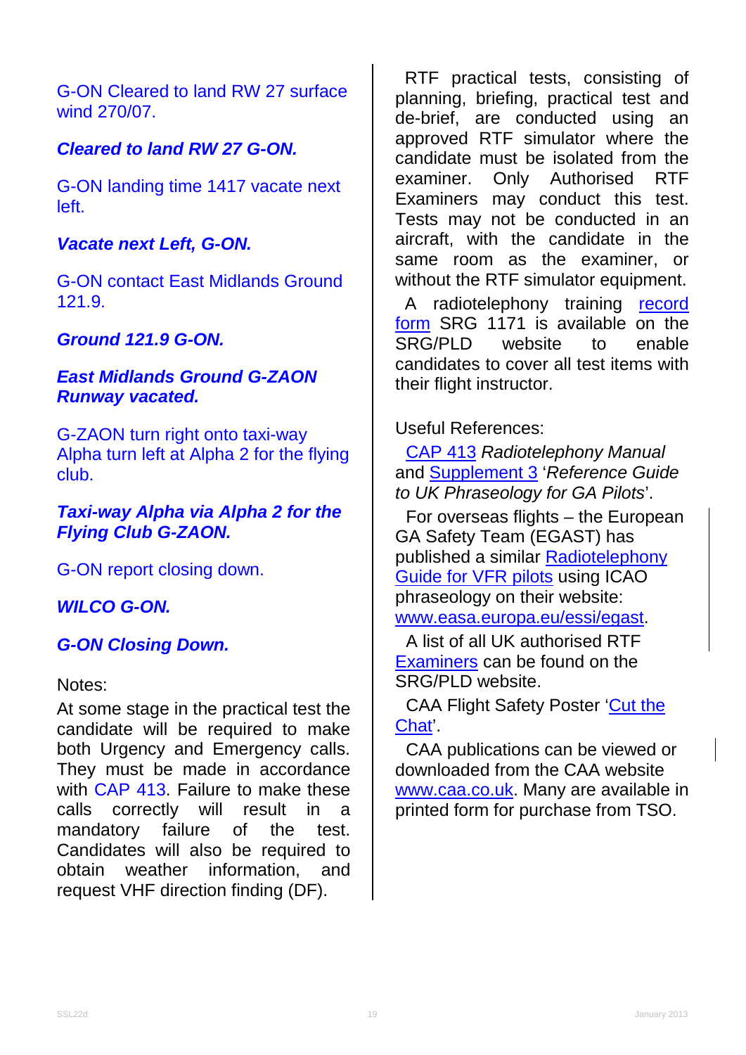G-ON Cleared to land RW 27 surface wind 270/07.

***Cleared to land RW 27 G-ON.***

G-ON landing time 1417 vacate next left.

***Vacate next Left, G-ON.***

G-ON contact East Midlands Ground 121.9.

***Ground 121.9 G-ON.***

***East Midlands Ground G-ZAON Runway vacated.***

G-ZAON turn right onto taxi-way Alpha turn left at Alpha 2 for the flying club.

***Taxi-way Alpha via Alpha 2 for the Flying Club G-ZAON.***

G-ON report closing down.

***WILCO G-ON.***

***G-ON Closing Down.***

Notes:

At some stage in the practical test the candidate will be required to make both Urgency and Emergency calls. They must be made in accordance with CAP 413. Failure to make these calls correctly will result in a mandatory failure of the test. Candidates will also be required to obtain weather information, and request VHF direction finding (DF).

RTF practical tests, consisting of planning, briefing, practical test and de-brief, are conducted using an approved RTF simulator where the candidate must be isolated from the examiner. Only Authorised RTF Examiners may conduct this test. Tests may not be conducted in an aircraft, with the candidate in the same room as the examiner, or without the RTF simulator equipment.

A radiotelephony training record form SRG 1171 is available on the SRG/PLD website to enable candidates to cover all test items with their flight instructor.

Useful References:

CAP 413 *Radiotelephony Manual* and Supplement 3 '*Reference Guide to UK Phraseology for GA Pilots*'.

For overseas flights – the European GA Safety Team (EGAST) has published a similar Radiotelephony Guide for VFR pilots using ICAO phraseology on their website: www.easa.europa.eu/essi/egast.

A list of all UK authorised RTF Examiners can be found on the SRG/PLD website.

CAA Flight Safety Poster 'Cut the Chat'.

CAA publications can be viewed or downloaded from the CAA website www.caa.co.uk. Many are available in printed form for purchase from TSO.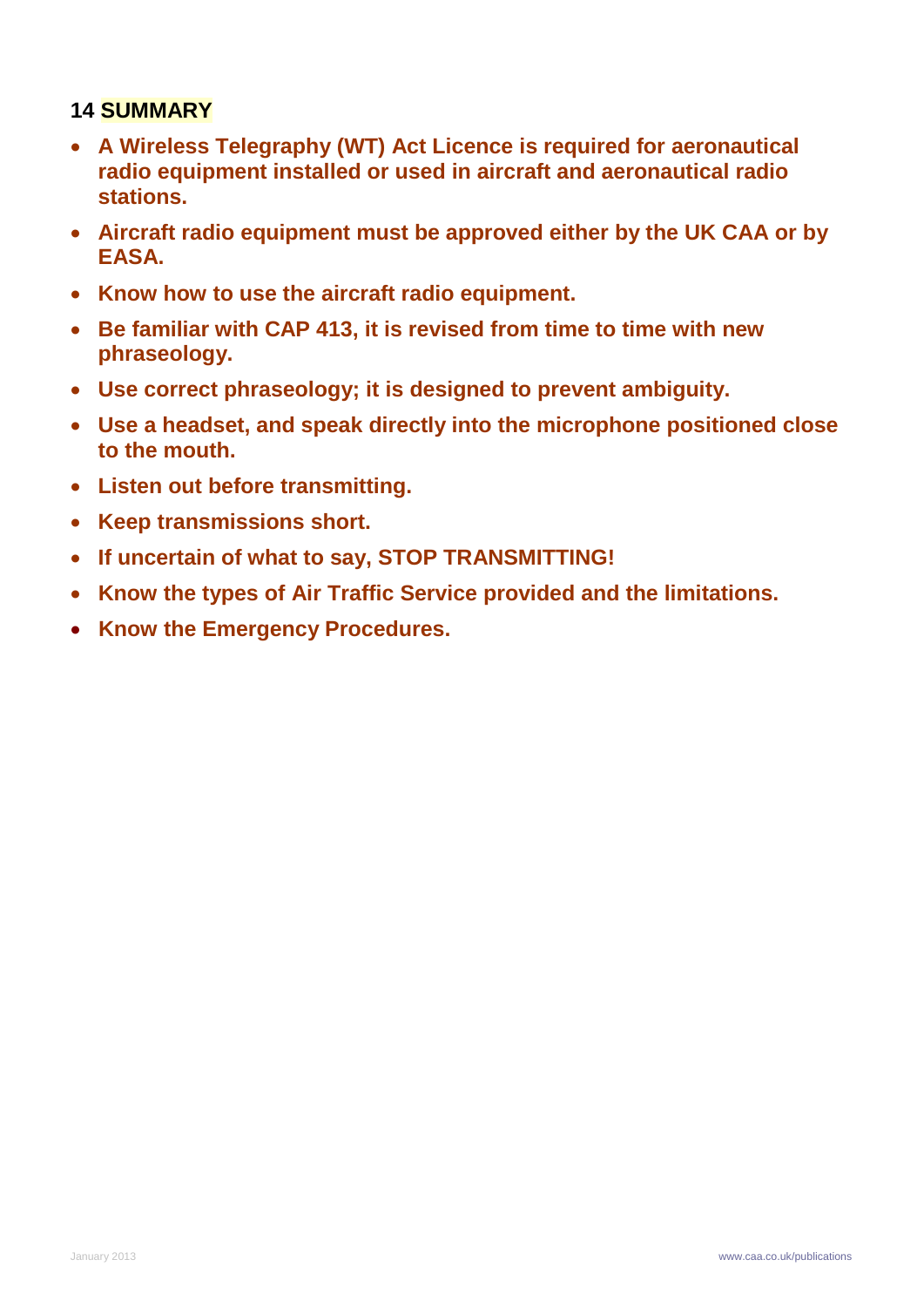## 14 SUMMARY

- **A Wireless Telegraphy (WT) Act Licence is required for aeronautical radio equipment installed or used in aircraft and aeronautical radio stations.**
- **Aircraft radio equipment must be approved either by the UK CAA or by EASA.**
- **Know how to use the aircraft radio equipment.**
- **Be familiar with CAP 413, it is revised from time to time with new phraseology.**
- **Use correct phraseology; it is designed to prevent ambiguity.**
- **Use a headset, and speak directly into the microphone positioned close to the mouth.**
- **Listen out before transmitting.**
- **Keep transmissions short.**
- **If uncertain of what to say, STOP TRANSMITTING!**
- **Know the types of Air Traffic Service provided and the limitations.**
- **Know the Emergency Procedures.**